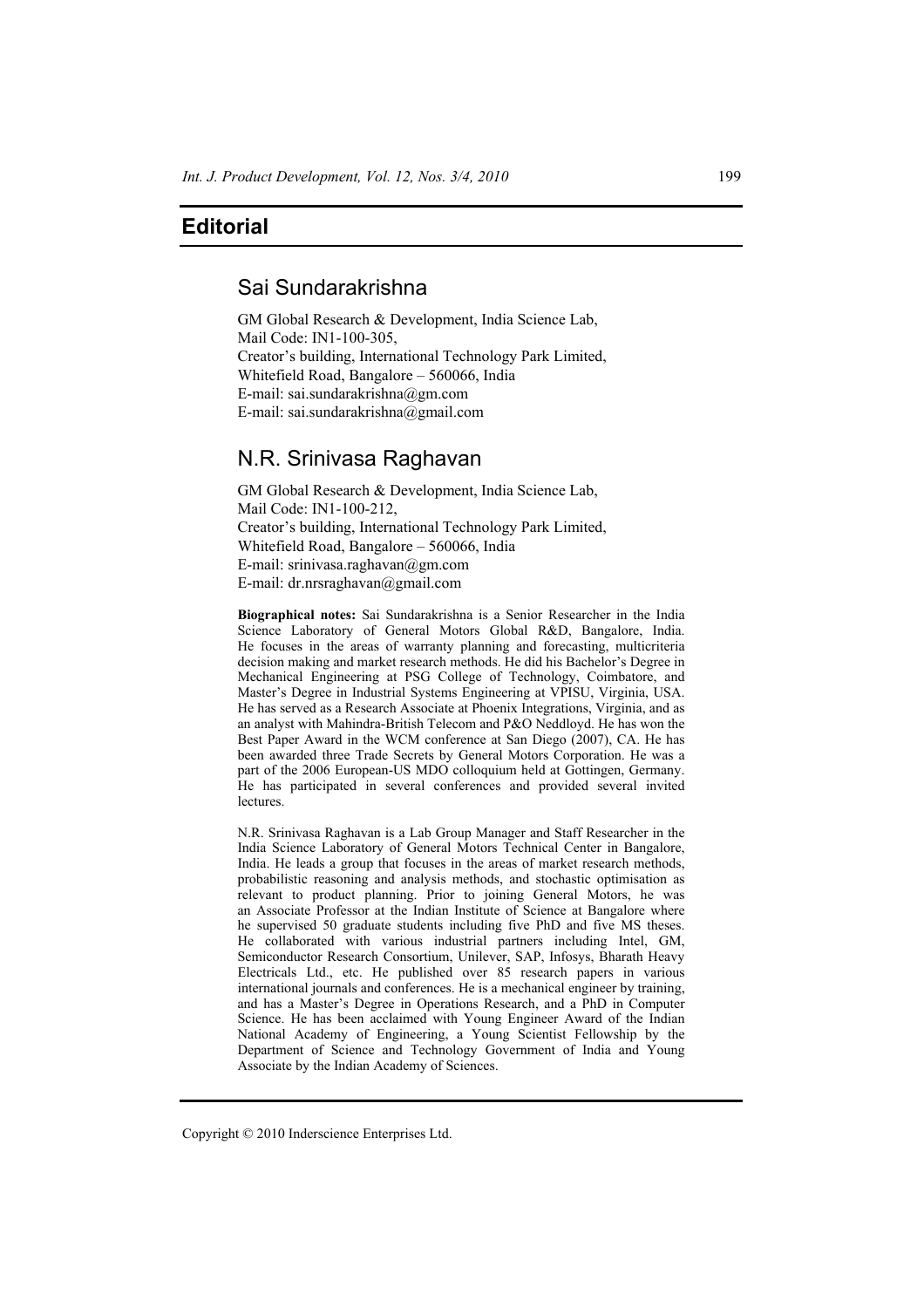# Editorial

## Sai Sundarakrishna

GM Global Research & Development, India Science Lab,
Mail Code: IN1-100-305,
Creator's building, International Technology Park Limited,
Whitefield Road, Bangalore – 560066, India
E-mail: sai.sundarakrishna@gm.com
E-mail: sai.sundarakrishna@gmail.com

## N.R. Srinivasa Raghavan

GM Global Research & Development, India Science Lab,
Mail Code: IN1-100-212,
Creator's building, International Technology Park Limited,
Whitefield Road, Bangalore – 560066, India
E-mail: srinivasa.raghavan@gm.com
E-mail: dr.nrsraghavan@gmail.com

**Biographical notes:** Sai Sundarakrishna is a Senior Researcher in the India Science Laboratory of General Motors Global R&D, Bangalore, India. He focuses in the areas of warranty planning and forecasting, multicriteria decision making and market research methods. He did his Bachelor's Degree in Mechanical Engineering at PSG College of Technology, Coimbatore, and Master's Degree in Industrial Systems Engineering at VPISU, Virginia, USA. He has served as a Research Associate at Phoenix Integrations, Virginia, and as an analyst with Mahindra-British Telecom and P&O Neddloyd. He has won the Best Paper Award in the WCM conference at San Diego (2007), CA. He has been awarded three Trade Secrets by General Motors Corporation. He was a part of the 2006 European-US MDO colloquium held at Gottingen, Germany. He has participated in several conferences and provided several invited lectures.

N.R. Srinivasa Raghavan is a Lab Group Manager and Staff Researcher in the India Science Laboratory of General Motors Technical Center in Bangalore, India. He leads a group that focuses in the areas of market research methods, probabilistic reasoning and analysis methods, and stochastic optimisation as relevant to product planning. Prior to joining General Motors, he was an Associate Professor at the Indian Institute of Science at Bangalore where he supervised 50 graduate students including five PhD and five MS theses. He collaborated with various industrial partners including Intel, GM, Semiconductor Research Consortium, Unilever, SAP, Infosys, Bharath Heavy Electricals Ltd., etc. He published over 85 research papers in various international journals and conferences. He is a mechanical engineer by training, and has a Master's Degree in Operations Research, and a PhD in Computer Science. He has been acclaimed with Young Engineer Award of the Indian National Academy of Engineering, a Young Scientist Fellowship by the Department of Science and Technology Government of India and Young Associate by the Indian Academy of Sciences.

Copyright © 2010 Inderscience Enterprises Ltd.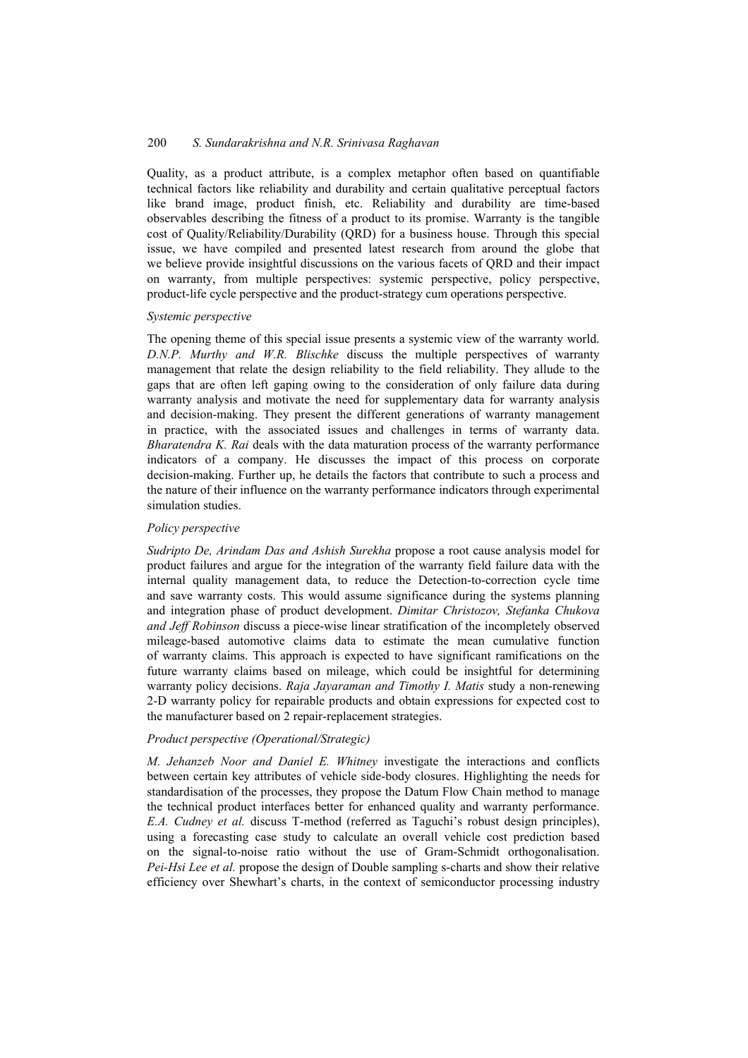Quality, as a product attribute, is a complex metaphor often based on quantifiable technical factors like reliability and durability and certain qualitative perceptual factors like brand image, product finish, etc. Reliability and durability are time-based observables describing the fitness of a product to its promise. Warranty is the tangible cost of Quality/Reliability/Durability (QRD) for a business house. Through this special issue, we have compiled and presented latest research from around the globe that we believe provide insightful discussions on the various facets of QRD and their impact on warranty, from multiple perspectives: systemic perspective, policy perspective, product-life cycle perspective and the product-strategy cum operations perspective.

*Systemic perspective*

The opening theme of this special issue presents a systemic view of the warranty world. *D.N.P. Murthy and W.R. Blischke* discuss the multiple perspectives of warranty management that relate the design reliability to the field reliability. They allude to the gaps that are often left gaping owing to the consideration of only failure data during warranty analysis and motivate the need for supplementary data for warranty analysis and decision-making. They present the different generations of warranty management in practice, with the associated issues and challenges in terms of warranty data. *Bharatendra K. Rai* deals with the data maturation process of the warranty performance indicators of a company. He discusses the impact of this process on corporate decision-making. Further up, he details the factors that contribute to such a process and the nature of their influence on the warranty performance indicators through experimental simulation studies.

*Policy perspective*

*Sudripto De, Arindam Das and Ashish Surekha* propose a root cause analysis model for product failures and argue for the integration of the warranty field failure data with the internal quality management data, to reduce the Detection-to-correction cycle time and save warranty costs. This would assume significance during the systems planning and integration phase of product development. *Dimitar Christozov, Stefanka Chukova and Jeff Robinson* discuss a piece-wise linear stratification of the incompletely observed mileage-based automotive claims data to estimate the mean cumulative function of warranty claims. This approach is expected to have significant ramifications on the future warranty claims based on mileage, which could be insightful for determining warranty policy decisions. *Raja Jayaraman and Timothy I. Matis* study a non-renewing 2-D warranty policy for repairable products and obtain expressions for expected cost to the manufacturer based on 2 repair-replacement strategies.

*Product perspective (Operational/Strategic)*

*M. Jehanzeb Noor and Daniel E. Whitney* investigate the interactions and conflicts between certain key attributes of vehicle side-body closures. Highlighting the needs for standardisation of the processes, they propose the Datum Flow Chain method to manage the technical product interfaces better for enhanced quality and warranty performance. *E.A. Cudney et al.* discuss T-method (referred as Taguchi's robust design principles), using a forecasting case study to calculate an overall vehicle cost prediction based on the signal-to-noise ratio without the use of Gram-Schmidt orthogonalisation. *Pei-Hsi Lee et al.* propose the design of Double sampling s-charts and show their relative efficiency over Shewhart's charts, in the context of semiconductor processing industry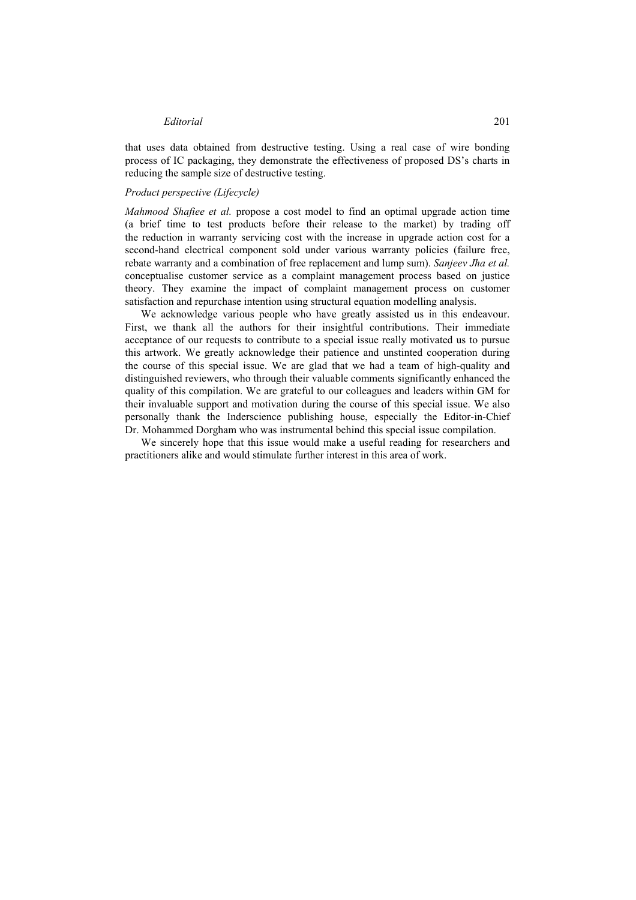that uses data obtained from destructive testing. Using a real case of wire bonding process of IC packaging, they demonstrate the effectiveness of proposed DS's charts in reducing the sample size of destructive testing.

*Product perspective (Lifecycle)*

*Mahmood Shafiee et al.* propose a cost model to find an optimal upgrade action time (a brief time to test products before their release to the market) by trading off the reduction in warranty servicing cost with the increase in upgrade action cost for a second-hand electrical component sold under various warranty policies (failure free, rebate warranty and a combination of free replacement and lump sum). *Sanjeev Jha et al.* conceptualise customer service as a complaint management process based on justice theory. They examine the impact of complaint management process on customer satisfaction and repurchase intention using structural equation modelling analysis.

We acknowledge various people who have greatly assisted us in this endeavour. First, we thank all the authors for their insightful contributions. Their immediate acceptance of our requests to contribute to a special issue really motivated us to pursue this artwork. We greatly acknowledge their patience and unstinted cooperation during the course of this special issue. We are glad that we had a team of high-quality and distinguished reviewers, who through their valuable comments significantly enhanced the quality of this compilation. We are grateful to our colleagues and leaders within GM for their invaluable support and motivation during the course of this special issue. We also personally thank the Inderscience publishing house, especially the Editor-in-Chief Dr. Mohammed Dorgham who was instrumental behind this special issue compilation.

We sincerely hope that this issue would make a useful reading for researchers and practitioners alike and would stimulate further interest in this area of work.